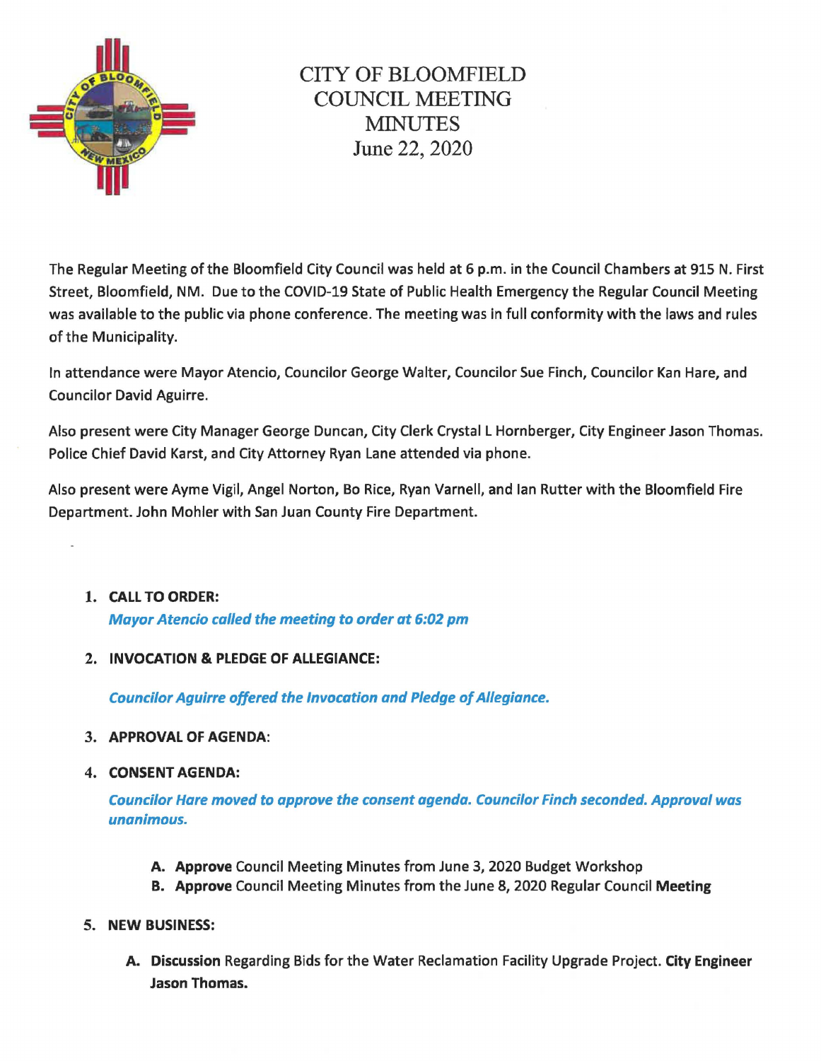# CITY OF BLOOMFIELD COUNCIL MEETING MINUTES

June 22, 2020

The Regular Meeting of the Bloomfield City Council was held at 6 p.m. in the Council Chambers at 915 N. First Street, Bloomfield, NM. Due to the COVID-19 State of Public Health Emergency the Regular Council Meeting was available to the public via phone conference. The meeting was in full conformity with the laws and rules of the Municipality.

In attendance were Mayor Atencio, Councilor George Walter, Councilor Sue Finch, Councilor Kan Hare, and Councilor David Aguirre.

Also present were City Manager George Duncan, City Clerk Crystal L Hornberger, City Engineer Jason Thomas. Police Chief David Karst, and City Attorney Ryan Lane attended via phone.

Also present were Ayme Vigil, Angel Norton, Bo Rice, Ryan Varnell, and Ian Rutter with the Bloomfield Fire Department. John Mohler with San Juan County Fire Department.

1. **CALL TO ORDER:**

   ***Mayor Atencio called the meeting to order at 6:02 pm***

2. **INVOCATION & PLEDGE OF ALLEGIANCE:**

   ***Councilor Aguirre offered the Invocation and Pledge of Allegiance.***

3. **APPROVAL OF AGENDA:**

4. **CONSENT AGENDA:**

   ***Councilor Hare moved to approve the consent agenda. Councilor Finch seconded. Approval was unanimous.***

   A. **Approve** Council Meeting Minutes from June 3, 2020 Budget Workshop
   B. **Approve** Council Meeting Minutes from the June 8, 2020 Regular Council **Meeting**

5. **NEW BUSINESS:**

   A. **Discussion** Regarding Bids for the Water Reclamation Facility Upgrade Project. **City Engineer Jason Thomas.**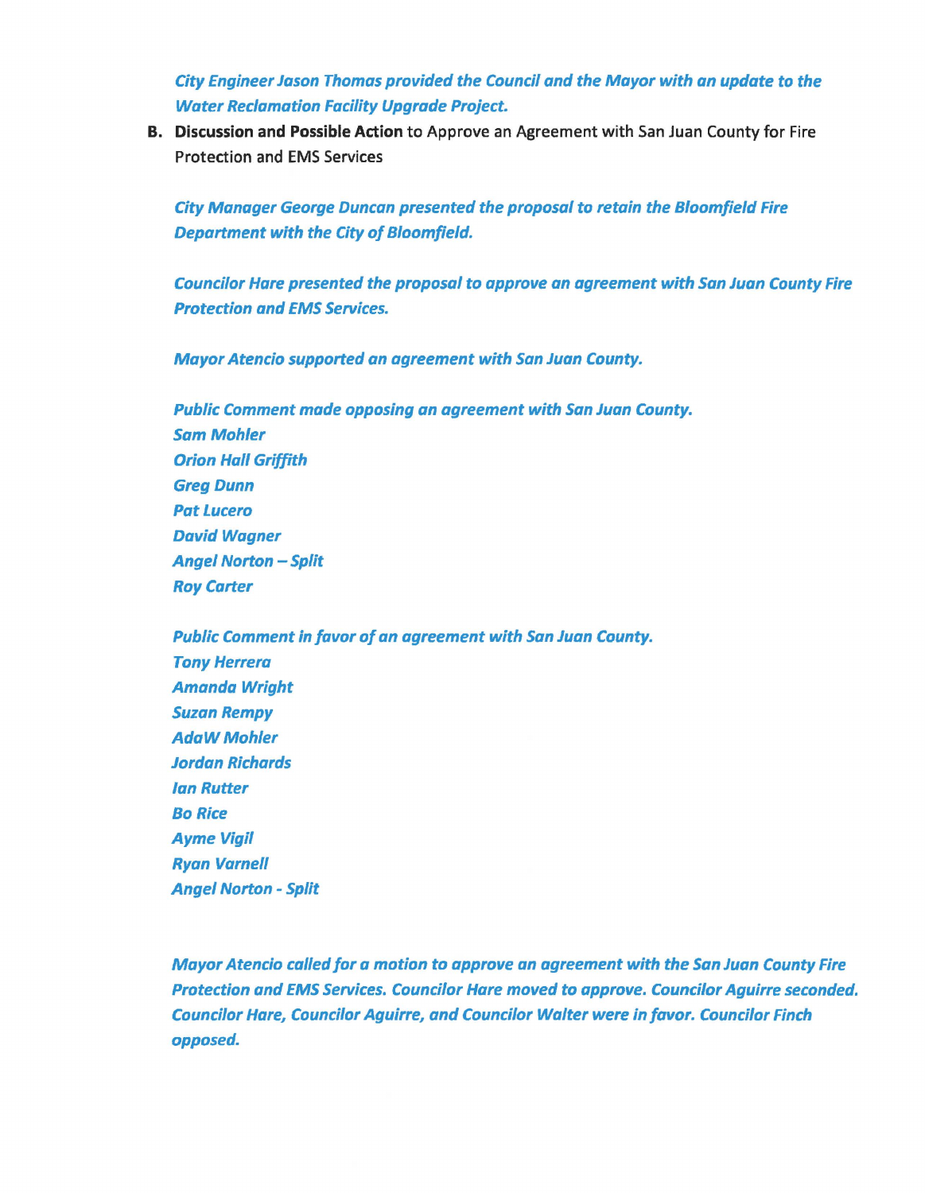*City Engineer Jason Thomas provided the Council and the Mayor with an update to the Water Reclamation Facility Upgrade Project.*

**B. Discussion and Possible Action** to Approve an Agreement with San Juan County for Fire Protection and EMS Services

*City Manager George Duncan presented the proposal to retain the Bloomfield Fire Department with the City of Bloomfield.*

*Councilor Hare presented the proposal to approve an agreement with San Juan County Fire Protection and EMS Services.*

*Mayor Atencio supported an agreement with San Juan County.*

*Public Comment made opposing an agreement with San Juan County.*
*Sam Mohler*
*Orion Hall Griffith*
*Greg Dunn*
*Pat Lucero*
*David Wagner*
*Angel Norton – Split*
*Roy Carter*

*Public Comment in favor of an agreement with San Juan County.*
*Tony Herrera*
*Amanda Wright*
*Suzan Rempy*
*AdaW Mohler*
*Jordan Richards*
*Ian Rutter*
*Bo Rice*
*Ayme Vigil*
*Ryan Varnell*
*Angel Norton - Split*

*Mayor Atencio called for a motion to approve an agreement with the San Juan County Fire Protection and EMS Services. Councilor Hare moved to approve. Councilor Aguirre seconded. Councilor Hare, Councilor Aguirre, and Councilor Walter were in favor. Councilor Finch opposed.*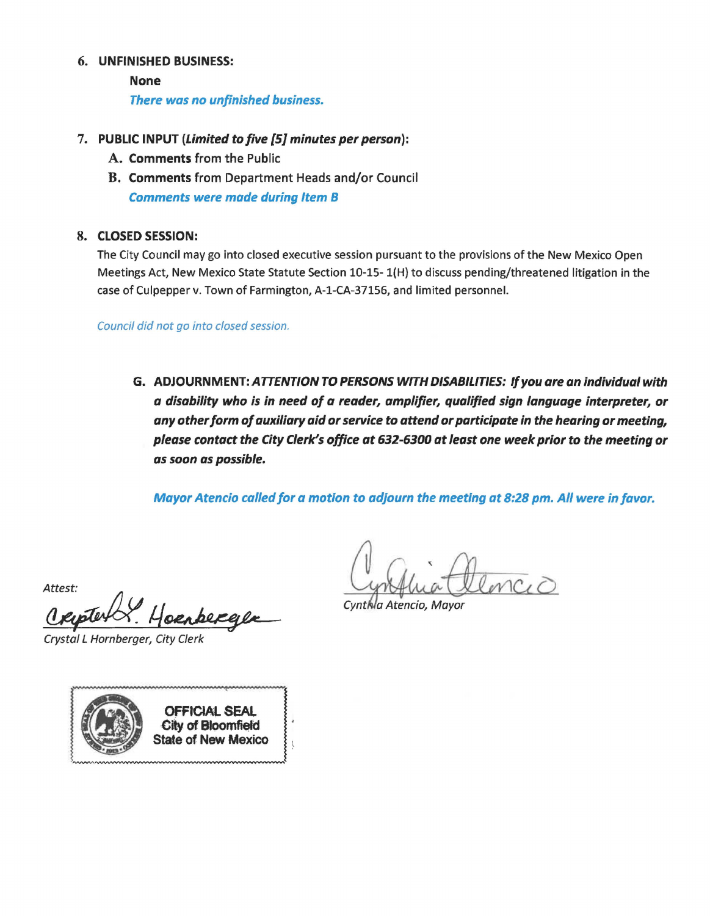6. **UNFINISHED BUSINESS:**

   **None**

   ***There was no unfinished business.***

7. **PUBLIC INPUT (*Limited to five [5] minutes per person*):**

   A. **Comments** from the Public

   B. **Comments** from Department Heads and/or Council

   ***Comments were made during Item B***

8. **CLOSED SESSION:**

   The City Council may go into closed executive session pursuant to the provisions of the New Mexico Open Meetings Act, New Mexico State Statute Section 10-15- 1(H) to discuss pending/threatened litigation in the case of Culpepper v. Town of Farmington, A-1-CA-37156, and limited personnel.

   *Council did not go into closed session.*

G. **ADJOURNMENT:** ***ATTENTION TO PERSONS WITH DISABILITIES: If you are an individual with a disability who is in need of a reader, amplifier, qualified sign language interpreter, or any other form of auxiliary aid or service to attend or participate in the hearing or meeting, please contact the City Clerk's office at 632-6300 at least one week prior to the meeting or as soon as possible.***

***Mayor Atencio called for a motion to adjourn the meeting at 8:28 pm. All were in favor.***

*Attest:*

Crystal L Hornberger

*Crystal L Hornberger, City Clerk*

Cynthia Atencio

*Cynthia Atencio, Mayor*

OFFICIAL SEAL
City of Bloomfield
State of New Mexico